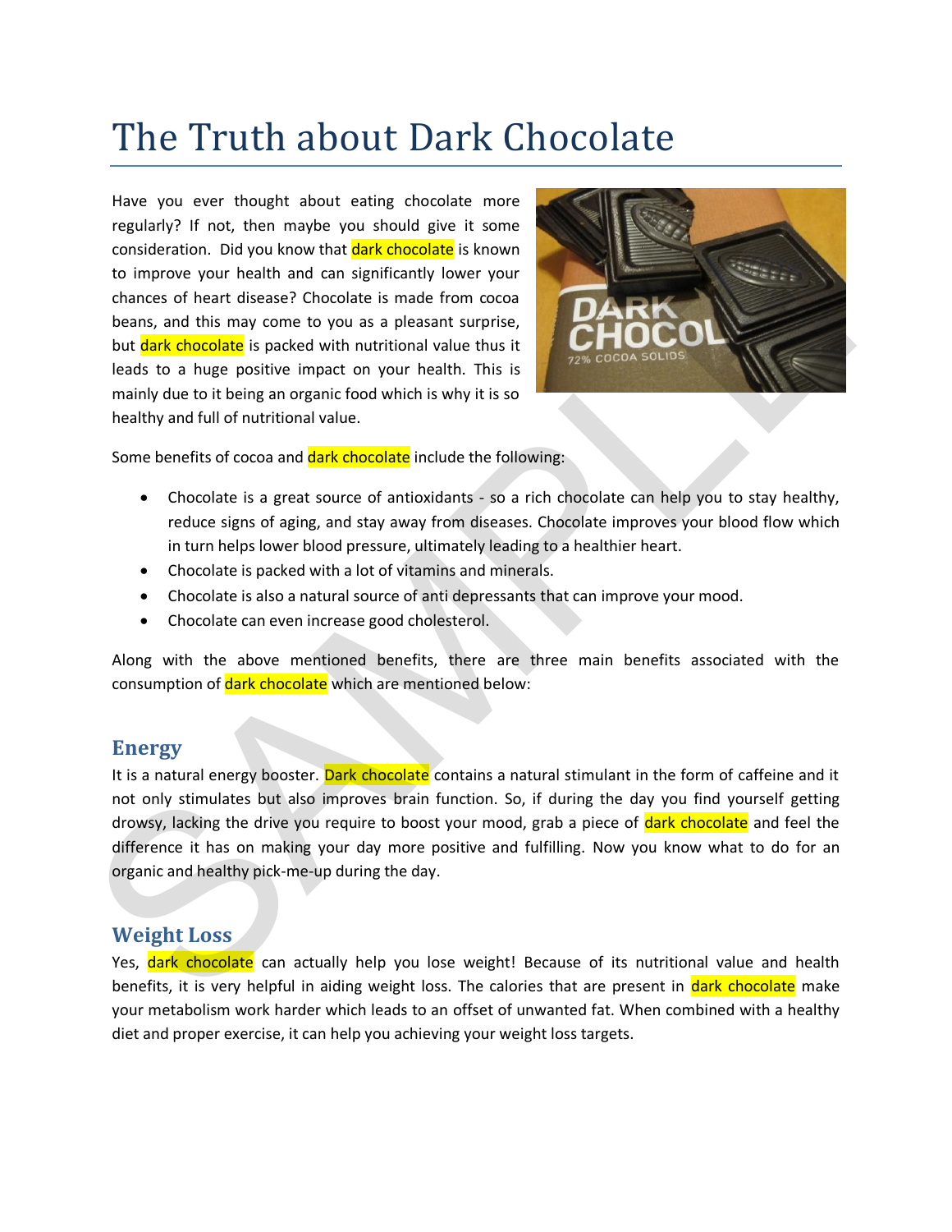# The Truth about Dark Chocolate

Have you ever thought about eating chocolate more regularly? If not, then maybe you should give it some consideration. Did you know that dark chocolate is known to improve your health and can significantly lower your chances of heart disease? Chocolate is made from cocoa beans, and this may come to you as a pleasant surprise, but dark chocolate is packed with nutritional value thus it leads to a huge positive impact on your health. This is mainly due to it being an organic food which is why it is so healthy and full of nutritional value.

Some benefits of cocoa and dark chocolate include the following:

- Chocolate is a great source of antioxidants - so a rich chocolate can help you to stay healthy, reduce signs of aging, and stay away from diseases. Chocolate improves your blood flow which in turn helps lower blood pressure, ultimately leading to a healthier heart.
- Chocolate is packed with a lot of vitamins and minerals.
- Chocolate is also a natural source of anti depressants that can improve your mood.
- Chocolate can even increase good cholesterol.

Along with the above mentioned benefits, there are three main benefits associated with the consumption of dark chocolate which are mentioned below:

## Energy

It is a natural energy booster. Dark chocolate contains a natural stimulant in the form of caffeine and it not only stimulates but also improves brain function. So, if during the day you find yourself getting drowsy, lacking the drive you require to boost your mood, grab a piece of dark chocolate and feel the difference it has on making your day more positive and fulfilling. Now you know what to do for an organic and healthy pick-me-up during the day.

## Weight Loss

Yes, dark chocolate can actually help you lose weight! Because of its nutritional value and health benefits, it is very helpful in aiding weight loss. The calories that are present in dark chocolate make your metabolism work harder which leads to an offset of unwanted fat. When combined with a healthy diet and proper exercise, it can help you achieving your weight loss targets.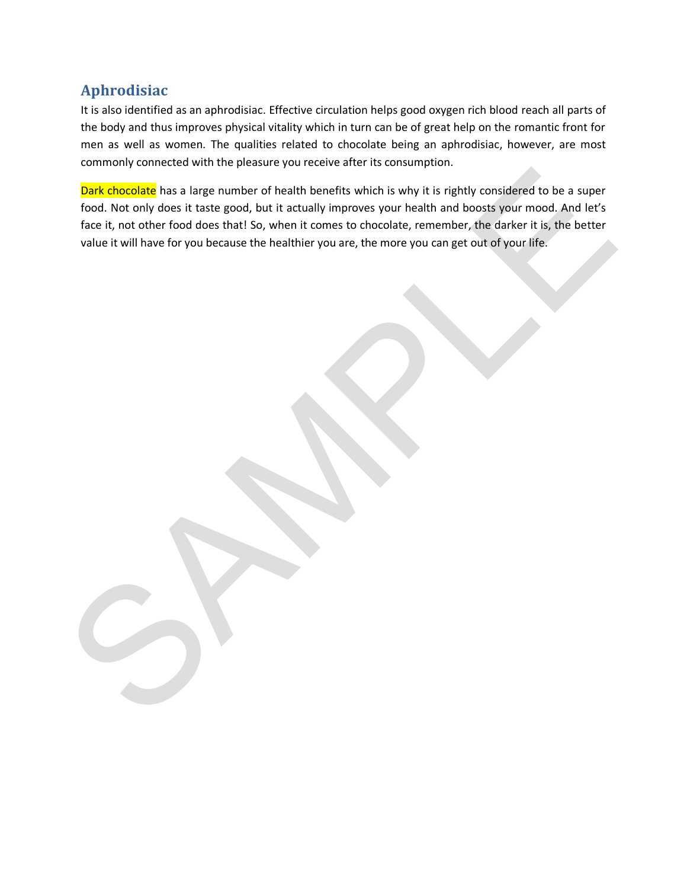## Aphrodisiac

It is also identified as an aphrodisiac. Effective circulation helps good oxygen rich blood reach all parts of the body and thus improves physical vitality which in turn can be of great help on the romantic front for men as well as women. The qualities related to chocolate being an aphrodisiac, however, are most commonly connected with the pleasure you receive after its consumption.

Dark chocolate has a large number of health benefits which is why it is rightly considered to be a super food. Not only does it taste good, but it actually improves your health and boosts your mood. And let's face it, not other food does that! So, when it comes to chocolate, remember, the darker it is, the better value it will have for you because the healthier you are, the more you can get out of your life.